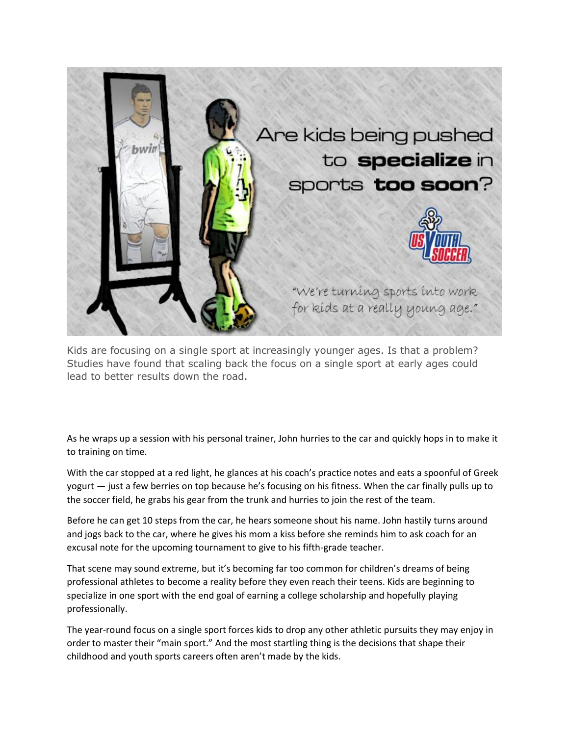Are kids being pushed to **specialize** in sports **too soon**?

"We're turning sports into work for kids at a really young age."

Kids are focusing on a single sport at increasingly younger ages. Is that a problem? Studies have found that scaling back the focus on a single sport at early ages could lead to better results down the road.

As he wraps up a session with his personal trainer, John hurries to the car and quickly hops in to make it to training on time.

With the car stopped at a red light, he glances at his coach's practice notes and eats a spoonful of Greek yogurt — just a few berries on top because he's focusing on his fitness. When the car finally pulls up to the soccer field, he grabs his gear from the trunk and hurries to join the rest of the team.

Before he can get 10 steps from the car, he hears someone shout his name. John hastily turns around and jogs back to the car, where he gives his mom a kiss before she reminds him to ask coach for an excusal note for the upcoming tournament to give to his fifth-grade teacher.

That scene may sound extreme, but it's becoming far too common for children's dreams of being professional athletes to become a reality before they even reach their teens. Kids are beginning to specialize in one sport with the end goal of earning a college scholarship and hopefully playing professionally.

The year-round focus on a single sport forces kids to drop any other athletic pursuits they may enjoy in order to master their "main sport." And the most startling thing is the decisions that shape their childhood and youth sports careers often aren't made by the kids.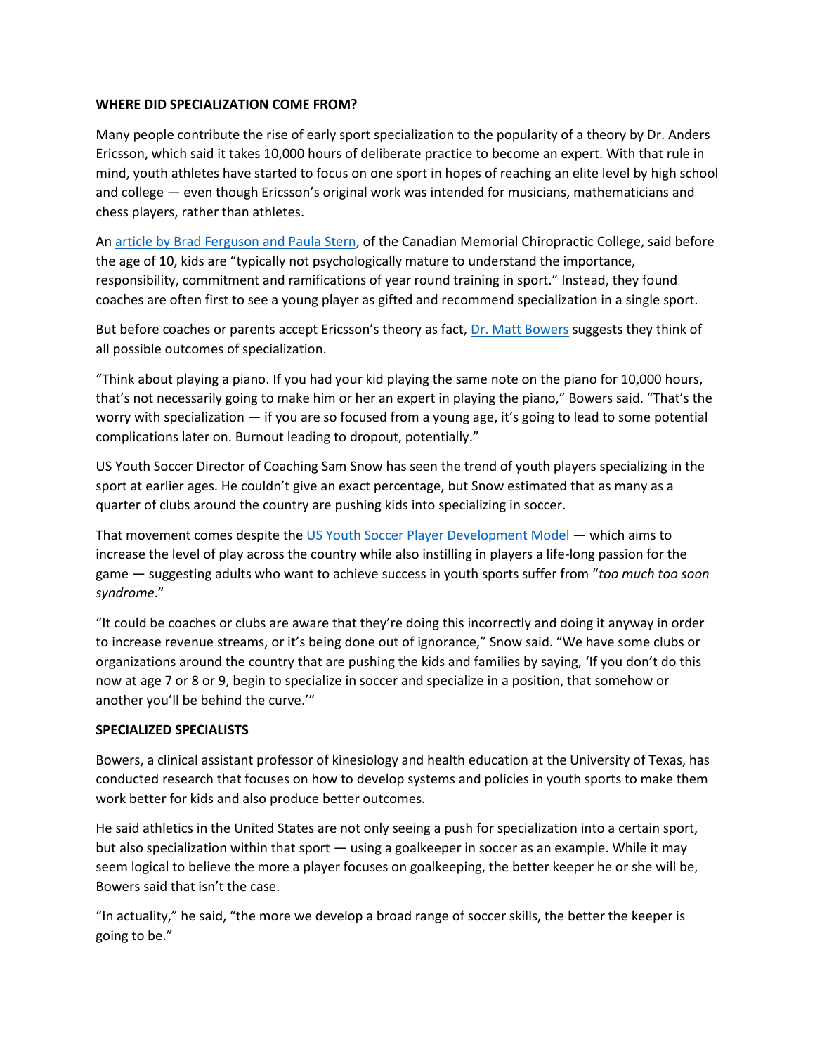## WHERE DID SPECIALIZATION COME FROM?

Many people contribute the rise of early sport specialization to the popularity of a theory by Dr. Anders Ericsson, which said it takes 10,000 hours of deliberate practice to become an expert. With that rule in mind, youth athletes have started to focus on one sport in hopes of reaching an elite level by high school and college — even though Ericsson's original work was intended for musicians, mathematicians and chess players, rather than athletes.

An article by Brad Ferguson and Paula Stern, of the Canadian Memorial Chiropractic College, said before the age of 10, kids are "typically not psychologically mature to understand the importance, responsibility, commitment and ramifications of year round training in sport." Instead, they found coaches are often first to see a young player as gifted and recommend specialization in a single sport.

But before coaches or parents accept Ericsson's theory as fact, Dr. Matt Bowers suggests they think of all possible outcomes of specialization.

"Think about playing a piano. If you had your kid playing the same note on the piano for 10,000 hours, that's not necessarily going to make him or her an expert in playing the piano," Bowers said. "That's the worry with specialization — if you are so focused from a young age, it's going to lead to some potential complications later on. Burnout leading to dropout, potentially."

US Youth Soccer Director of Coaching Sam Snow has seen the trend of youth players specializing in the sport at earlier ages. He couldn't give an exact percentage, but Snow estimated that as many as a quarter of clubs around the country are pushing kids into specializing in soccer.

That movement comes despite the US Youth Soccer Player Development Model — which aims to increase the level of play across the country while also instilling in players a life-long passion for the game — suggesting adults who want to achieve success in youth sports suffer from "*too much too soon syndrome*."

"It could be coaches or clubs are aware that they're doing this incorrectly and doing it anyway in order to increase revenue streams, or it's being done out of ignorance," Snow said. "We have some clubs or organizations around the country that are pushing the kids and families by saying, 'If you don't do this now at age 7 or 8 or 9, begin to specialize in soccer and specialize in a position, that somehow or another you'll be behind the curve.'"

## SPECIALIZED SPECIALISTS

Bowers, a clinical assistant professor of kinesiology and health education at the University of Texas, has conducted research that focuses on how to develop systems and policies in youth sports to make them work better for kids and also produce better outcomes.

He said athletics in the United States are not only seeing a push for specialization into a certain sport, but also specialization within that sport — using a goalkeeper in soccer as an example. While it may seem logical to believe the more a player focuses on goalkeeping, the better keeper he or she will be, Bowers said that isn't the case.

"In actuality," he said, "the more we develop a broad range of soccer skills, the better the keeper is going to be."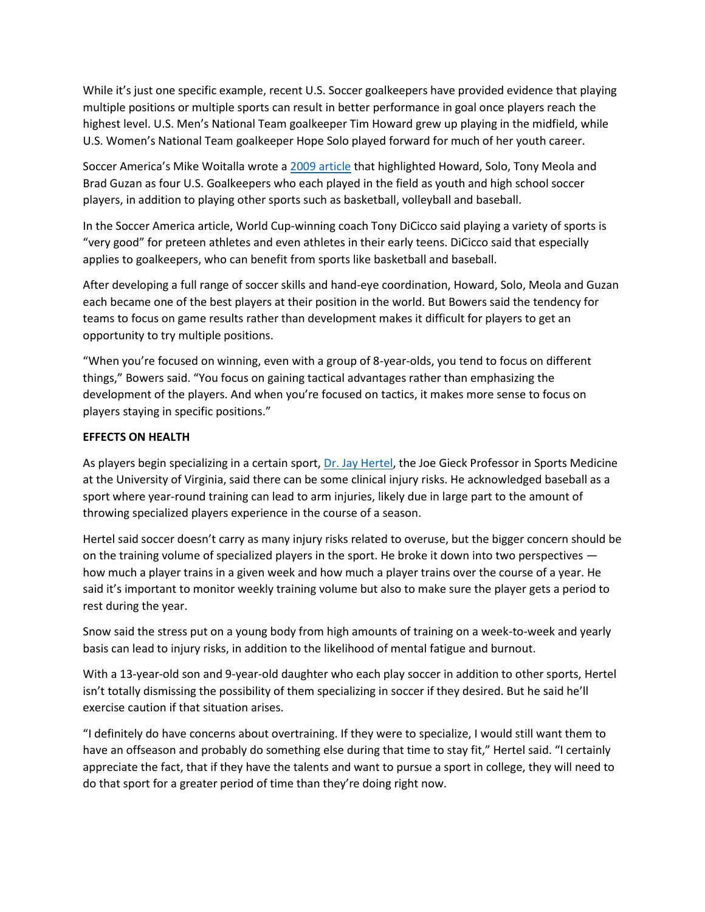While it's just one specific example, recent U.S. Soccer goalkeepers have provided evidence that playing multiple positions or multiple sports can result in better performance in goal once players reach the highest level. U.S. Men's National Team goalkeeper Tim Howard grew up playing in the midfield, while U.S. Women's National Team goalkeeper Hope Solo played forward for much of her youth career.

Soccer America's Mike Woitalla wrote a [2009 article]() that highlighted Howard, Solo, Tony Meola and Brad Guzan as four U.S. Goalkeepers who each played in the field as youth and high school soccer players, in addition to playing other sports such as basketball, volleyball and baseball.

In the Soccer America article, World Cup-winning coach Tony DiCicco said playing a variety of sports is "very good" for preteen athletes and even athletes in their early teens. DiCicco said that especially applies to goalkeepers, who can benefit from sports like basketball and baseball.

After developing a full range of soccer skills and hand-eye coordination, Howard, Solo, Meola and Guzan each became one of the best players at their position in the world. But Bowers said the tendency for teams to focus on game results rather than development makes it difficult for players to get an opportunity to try multiple positions.

"When you're focused on winning, even with a group of 8-year-olds, you tend to focus on different things," Bowers said. "You focus on gaining tactical advantages rather than emphasizing the development of the players. And when you're focused on tactics, it makes more sense to focus on players staying in specific positions."

**EFFECTS ON HEALTH**

As players begin specializing in a certain sport, [Dr. Jay Hertel](), the Joe Gieck Professor in Sports Medicine at the University of Virginia, said there can be some clinical injury risks. He acknowledged baseball as a sport where year-round training can lead to arm injuries, likely due in large part to the amount of throwing specialized players experience in the course of a season.

Hertel said soccer doesn't carry as many injury risks related to overuse, but the bigger concern should be on the training volume of specialized players in the sport. He broke it down into two perspectives — how much a player trains in a given week and how much a player trains over the course of a year. He said it's important to monitor weekly training volume but also to make sure the player gets a period to rest during the year.

Snow said the stress put on a young body from high amounts of training on a week-to-week and yearly basis can lead to injury risks, in addition to the likelihood of mental fatigue and burnout.

With a 13-year-old son and 9-year-old daughter who each play soccer in addition to other sports, Hertel isn't totally dismissing the possibility of them specializing in soccer if they desired. But he said he'll exercise caution if that situation arises.

"I definitely do have concerns about overtraining. If they were to specialize, I would still want them to have an offseason and probably do something else during that time to stay fit," Hertel said. "I certainly appreciate the fact, that if they have the talents and want to pursue a sport in college, they will need to do that sport for a greater period of time than they're doing right now.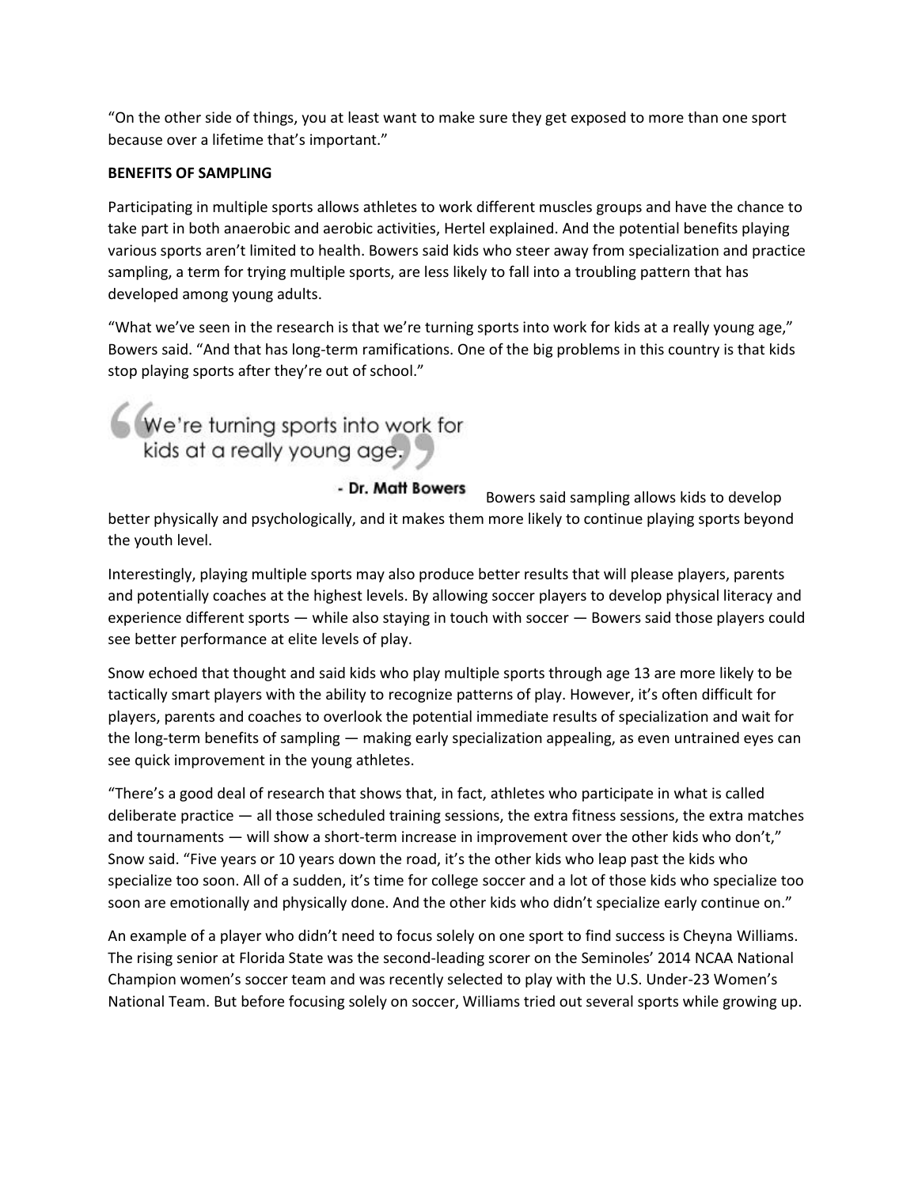"On the other side of things, you at least want to make sure they get exposed to more than one sport because over a lifetime that's important."

**BENEFITS OF SAMPLING**

Participating in multiple sports allows athletes to work different muscles groups and have the chance to take part in both anaerobic and aerobic activities, Hertel explained. And the potential benefits playing various sports aren't limited to health. Bowers said kids who steer away from specialization and practice sampling, a term for trying multiple sports, are less likely to fall into a troubling pattern that has developed among young adults.

"What we've seen in the research is that we're turning sports into work for kids at a really young age," Bowers said. "And that has long-term ramifications. One of the big problems in this country is that kids stop playing sports after they're out of school."

> "We're turning sports into work for kids at a really young age."
>
> **- Dr. Matt Bowers**

Bowers said sampling allows kids to develop better physically and psychologically, and it makes them more likely to continue playing sports beyond the youth level.

Interestingly, playing multiple sports may also produce better results that will please players, parents and potentially coaches at the highest levels. By allowing soccer players to develop physical literacy and experience different sports — while also staying in touch with soccer — Bowers said those players could see better performance at elite levels of play.

Snow echoed that thought and said kids who play multiple sports through age 13 are more likely to be tactically smart players with the ability to recognize patterns of play. However, it's often difficult for players, parents and coaches to overlook the potential immediate results of specialization and wait for the long-term benefits of sampling — making early specialization appealing, as even untrained eyes can see quick improvement in the young athletes.

"There's a good deal of research that shows that, in fact, athletes who participate in what is called deliberate practice — all those scheduled training sessions, the extra fitness sessions, the extra matches and tournaments — will show a short-term increase in improvement over the other kids who don't," Snow said. "Five years or 10 years down the road, it's the other kids who leap past the kids who specialize too soon. All of a sudden, it's time for college soccer and a lot of those kids who specialize too soon are emotionally and physically done. And the other kids who didn't specialize early continue on."

An example of a player who didn't need to focus solely on one sport to find success is Cheyna Williams. The rising senior at Florida State was the second-leading scorer on the Seminoles' 2014 NCAA National Champion women's soccer team and was recently selected to play with the U.S. Under-23 Women's National Team. But before focusing solely on soccer, Williams tried out several sports while growing up.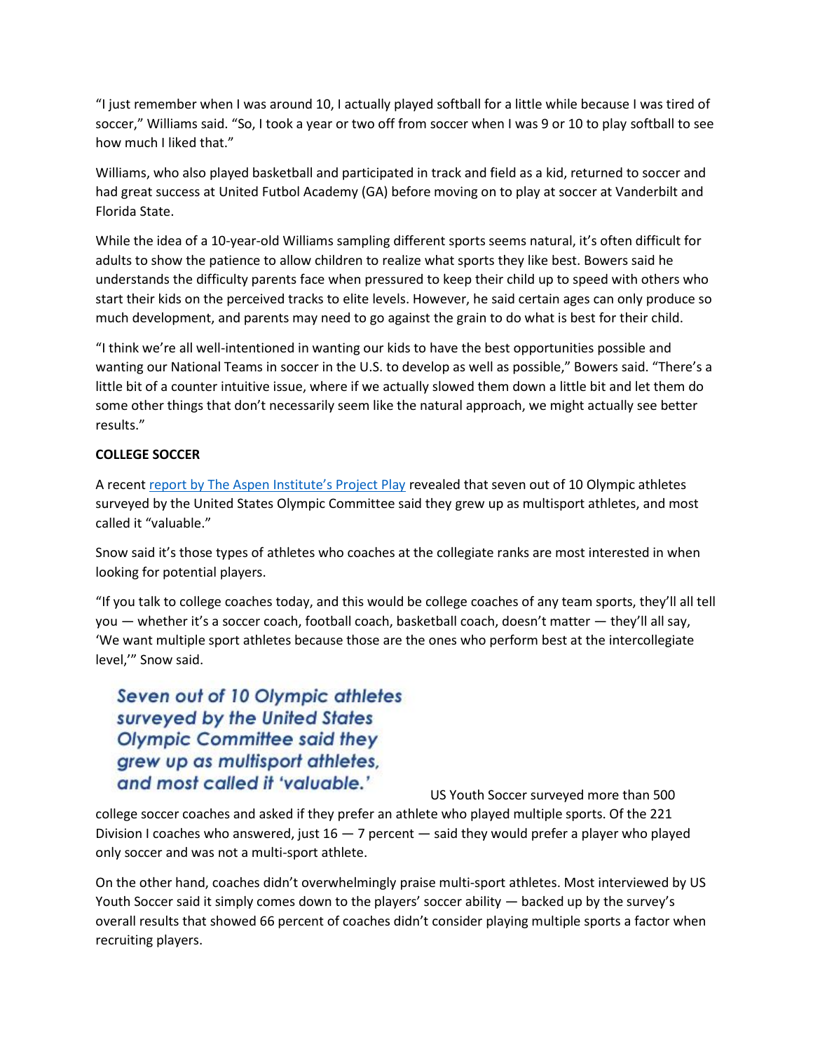"I just remember when I was around 10, I actually played softball for a little while because I was tired of soccer," Williams said. "So, I took a year or two off from soccer when I was 9 or 10 to play softball to see how much I liked that."

Williams, who also played basketball and participated in track and field as a kid, returned to soccer and had great success at United Futbol Academy (GA) before moving on to play at soccer at Vanderbilt and Florida State.

While the idea of a 10-year-old Williams sampling different sports seems natural, it's often difficult for adults to show the patience to allow children to realize what sports they like best. Bowers said he understands the difficulty parents face when pressured to keep their child up to speed with others who start their kids on the perceived tracks to elite levels. However, he said certain ages can only produce so much development, and parents may need to go against the grain to do what is best for their child.

"I think we're all well-intentioned in wanting our kids to have the best opportunities possible and wanting our National Teams in soccer in the U.S. to develop as well as possible," Bowers said. "There's a little bit of a counter intuitive issue, where if we actually slowed them down a little bit and let them do some other things that don't necessarily seem like the natural approach, we might actually see better results."

**COLLEGE SOCCER**

A recent report by The Aspen Institute's Project Play revealed that seven out of 10 Olympic athletes surveyed by the United States Olympic Committee said they grew up as multisport athletes, and most called it "valuable."

Snow said it's those types of athletes who coaches at the collegiate ranks are most interested in when looking for potential players.

"If you talk to college coaches today, and this would be college coaches of any team sports, they'll all tell you — whether it's a soccer coach, football coach, basketball coach, doesn't matter — they'll all say, 'We want multiple sport athletes because those are the ones who perform best at the intercollegiate level,'" Snow said.

> *Seven out of 10 Olympic athletes surveyed by the United States Olympic Committee said they grew up as multisport athletes, and most called it 'valuable.'*

US Youth Soccer surveyed more than 500 college soccer coaches and asked if they prefer an athlete who played multiple sports. Of the 221 Division I coaches who answered, just 16 — 7 percent — said they would prefer a player who played only soccer and was not a multi-sport athlete.

On the other hand, coaches didn't overwhelmingly praise multi-sport athletes. Most interviewed by US Youth Soccer said it simply comes down to the players' soccer ability — backed up by the survey's overall results that showed 66 percent of coaches didn't consider playing multiple sports a factor when recruiting players.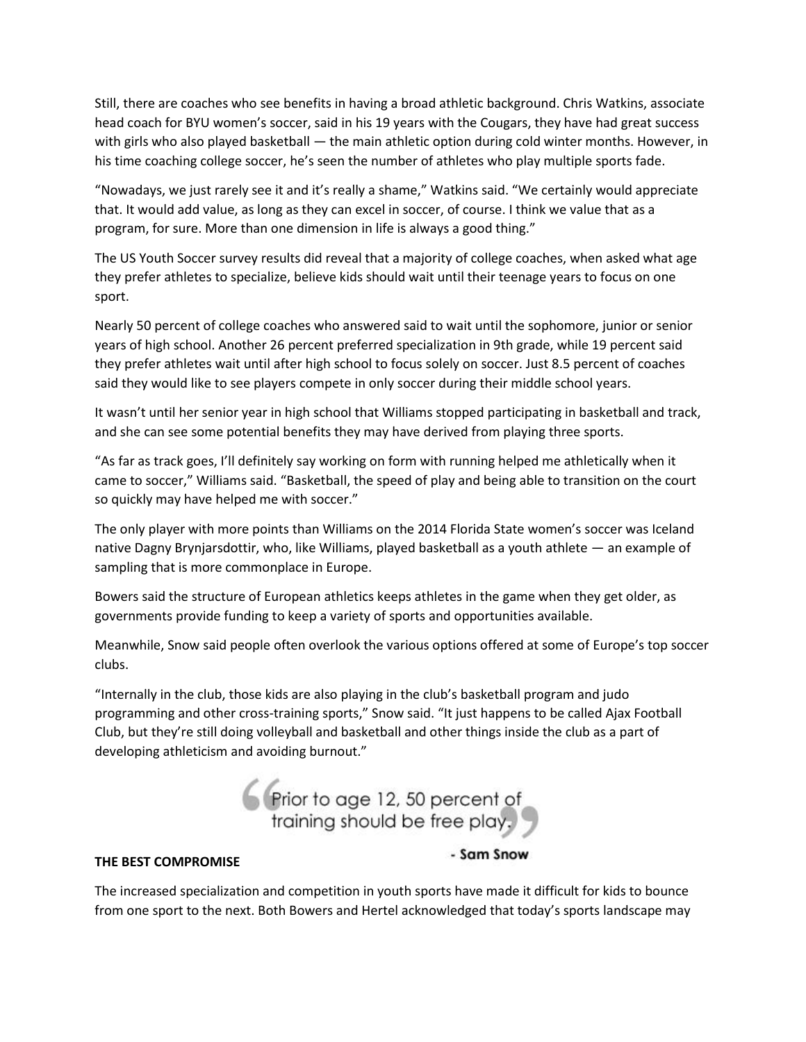Still, there are coaches who see benefits in having a broad athletic background. Chris Watkins, associate head coach for BYU women's soccer, said in his 19 years with the Cougars, they have had great success with girls who also played basketball — the main athletic option during cold winter months. However, in his time coaching college soccer, he's seen the number of athletes who play multiple sports fade.

"Nowadays, we just rarely see it and it's really a shame," Watkins said. "We certainly would appreciate that. It would add value, as long as they can excel in soccer, of course. I think we value that as a program, for sure. More than one dimension in life is always a good thing."

The US Youth Soccer survey results did reveal that a majority of college coaches, when asked what age they prefer athletes to specialize, believe kids should wait until their teenage years to focus on one sport.

Nearly 50 percent of college coaches who answered said to wait until the sophomore, junior or senior years of high school. Another 26 percent preferred specialization in 9th grade, while 19 percent said they prefer athletes wait until after high school to focus solely on soccer. Just 8.5 percent of coaches said they would like to see players compete in only soccer during their middle school years.

It wasn't until her senior year in high school that Williams stopped participating in basketball and track, and she can see some potential benefits they may have derived from playing three sports.

"As far as track goes, I'll definitely say working on form with running helped me athletically when it came to soccer," Williams said. "Basketball, the speed of play and being able to transition on the court so quickly may have helped me with soccer."

The only player with more points than Williams on the 2014 Florida State women's soccer was Iceland native Dagny Brynjarsdottir, who, like Williams, played basketball as a youth athlete — an example of sampling that is more commonplace in Europe.

Bowers said the structure of European athletics keeps athletes in the game when they get older, as governments provide funding to keep a variety of sports and opportunities available.

Meanwhile, Snow said people often overlook the various options offered at some of Europe's top soccer clubs.

"Internally in the club, those kids are also playing in the club's basketball program and judo programming and other cross-training sports," Snow said. "It just happens to be called Ajax Football Club, but they're still doing volleyball and basketball and other things inside the club as a part of developing athleticism and avoiding burnout."

> "Prior to age 12, 50 percent of training should be free play."
>
> \- Sam Snow

**THE BEST COMPROMISE**

The increased specialization and competition in youth sports have made it difficult for kids to bounce from one sport to the next. Both Bowers and Hertel acknowledged that today's sports landscape may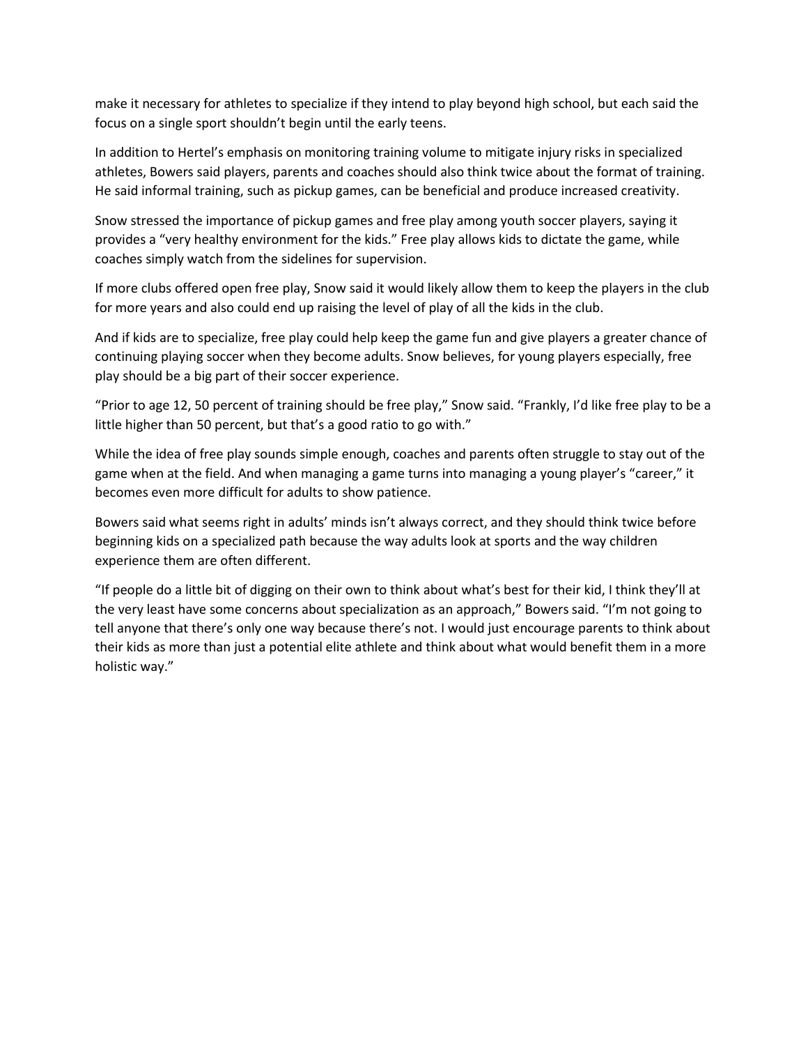make it necessary for athletes to specialize if they intend to play beyond high school, but each said the focus on a single sport shouldn't begin until the early teens.

In addition to Hertel's emphasis on monitoring training volume to mitigate injury risks in specialized athletes, Bowers said players, parents and coaches should also think twice about the format of training. He said informal training, such as pickup games, can be beneficial and produce increased creativity.

Snow stressed the importance of pickup games and free play among youth soccer players, saying it provides a "very healthy environment for the kids." Free play allows kids to dictate the game, while coaches simply watch from the sidelines for supervision.

If more clubs offered open free play, Snow said it would likely allow them to keep the players in the club for more years and also could end up raising the level of play of all the kids in the club.

And if kids are to specialize, free play could help keep the game fun and give players a greater chance of continuing playing soccer when they become adults. Snow believes, for young players especially, free play should be a big part of their soccer experience.

"Prior to age 12, 50 percent of training should be free play," Snow said. "Frankly, I'd like free play to be a little higher than 50 percent, but that's a good ratio to go with."

While the idea of free play sounds simple enough, coaches and parents often struggle to stay out of the game when at the field. And when managing a game turns into managing a young player's "career," it becomes even more difficult for adults to show patience.

Bowers said what seems right in adults' minds isn't always correct, and they should think twice before beginning kids on a specialized path because the way adults look at sports and the way children experience them are often different.

"If people do a little bit of digging on their own to think about what's best for their kid, I think they'll at the very least have some concerns about specialization as an approach," Bowers said. "I'm not going to tell anyone that there's only one way because there's not. I would just encourage parents to think about their kids as more than just a potential elite athlete and think about what would benefit them in a more holistic way."